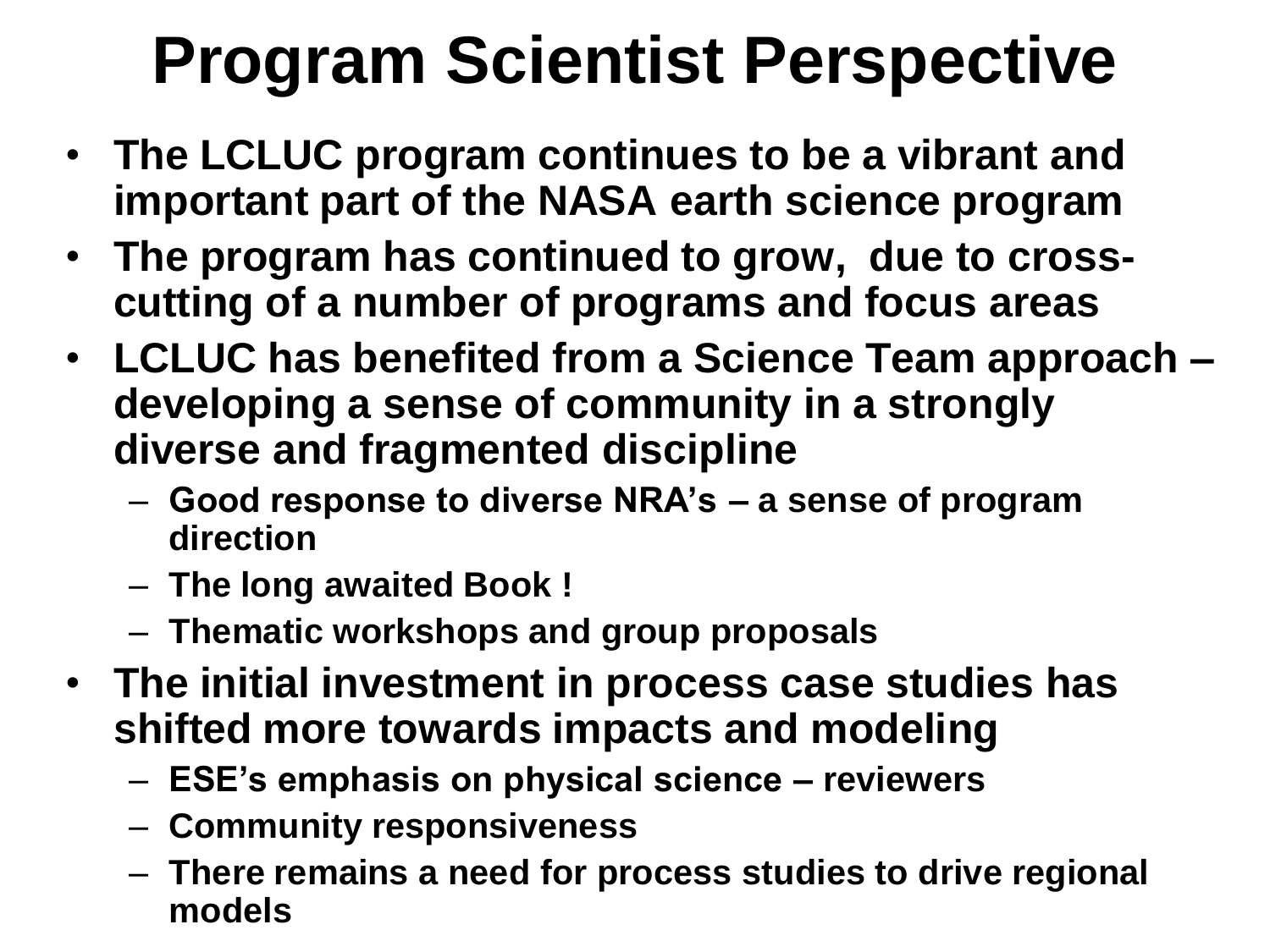# Program Scientist Perspective

- **The LCLUC program continues to be a vibrant and important part of the NASA earth science program**
- **The program has continued to grow, due to cross-cutting of a number of programs and focus areas**
- **LCLUC has benefited from a Science Team approach – developing a sense of community in a strongly diverse and fragmented discipline**
  - **Good response to diverse NRA's – a sense of program direction**
  - **The long awaited Book !**
  - **Thematic workshops and group proposals**
- **The initial investment in process case studies has shifted more towards impacts and modeling**
  - **ESE's emphasis on physical science – reviewers**
  - **Community responsiveness**
  - **There remains a need for process studies to drive regional models**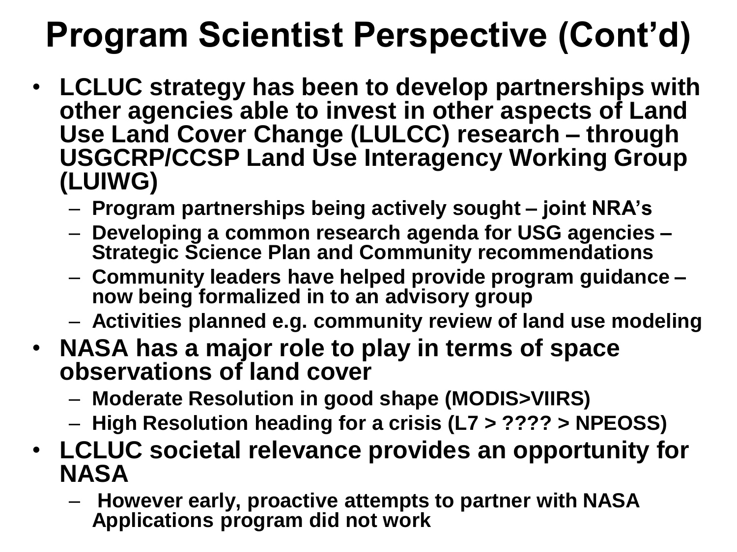# Program Scientist Perspective (Cont'd)

- **LCLUC strategy has been to develop partnerships with other agencies able to invest in other aspects of Land Use Land Cover Change (LULCC) research – through USGCRP/CCSP Land Use Interagency Working Group (LUIWG)**
  - **Program partnerships being actively sought – joint NRA's**
  - **Developing a common research agenda for USG agencies – Strategic Science Plan and Community recommendations**
  - **Community leaders have helped provide program guidance – now being formalized in to an advisory group**
  - **Activities planned e.g. community review of land use modeling**
- **NASA has a major role to play in terms of space observations of land cover**
  - **Moderate Resolution in good shape (MODIS>VIIRS)**
  - **High Resolution heading for a crisis (L7 > ???? > NPEOSS)**
- **LCLUC societal relevance provides an opportunity for NASA**
  - **However early, proactive attempts to partner with NASA Applications program did not work**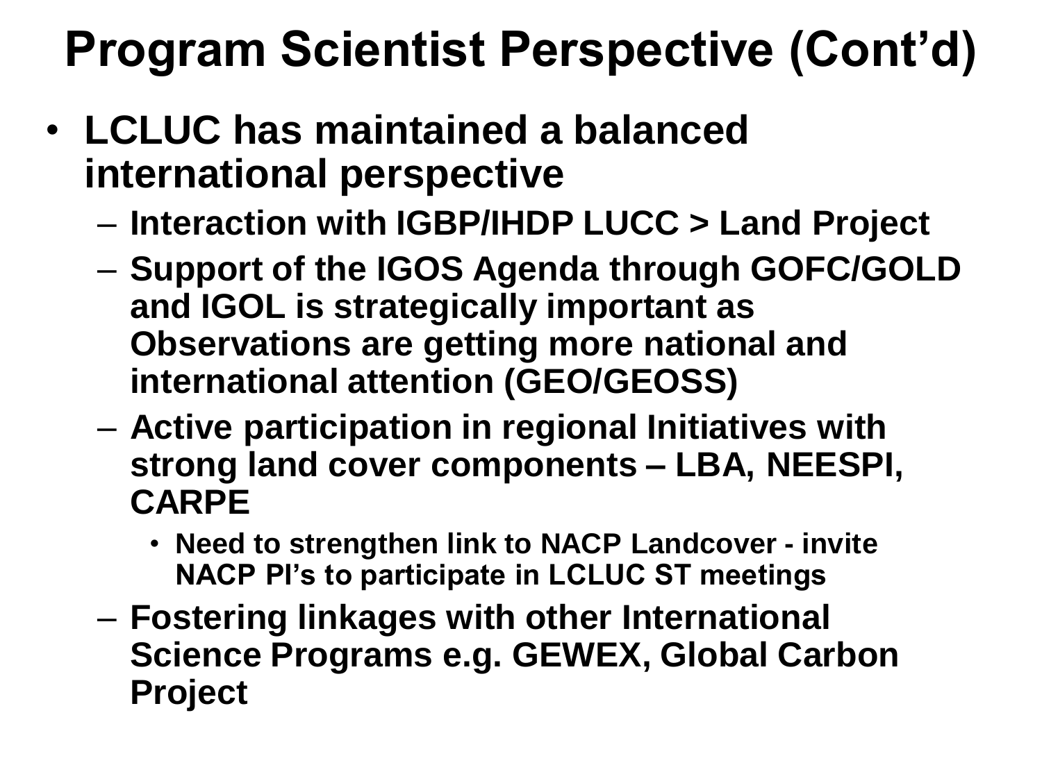# Program Scientist Perspective (Cont'd)

- **LCLUC has maintained a balanced international perspective**
  - **Interaction with IGBP/IHDP LUCC > Land Project**
  - **Support of the IGOS Agenda through GOFC/GOLD and IGOL is strategically important as Observations are getting more national and international attention (GEO/GEOSS)**
  - **Active participation in regional Initiatives with strong land cover components – LBA, NEESPI, CARPE**
    - **Need to strengthen link to NACP Landcover - invite NACP PI's to participate in LCLUC ST meetings**
  - **Fostering linkages with other International Science Programs e.g. GEWEX, Global Carbon Project**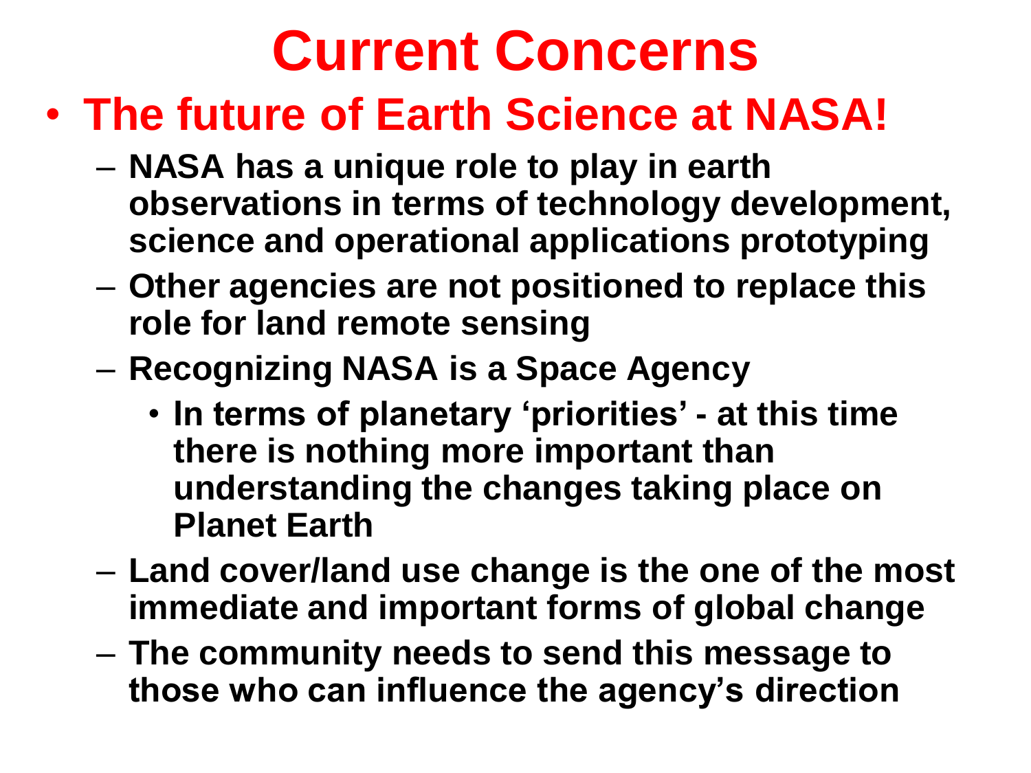# Current Concerns

- **The future of Earth Science at NASA!**
  - **NASA has a unique role to play in earth observations in terms of technology development, science and operational applications prototyping**
  - **Other agencies are not positioned to replace this role for land remote sensing**
  - **Recognizing NASA is a Space Agency**
    - **In terms of planetary 'priorities' - at this time there is nothing more important than understanding the changes taking place on Planet Earth**
  - **Land cover/land use change is the one of the most immediate and important forms of global change**
  - **The community needs to send this message to those who can influence the agency's direction**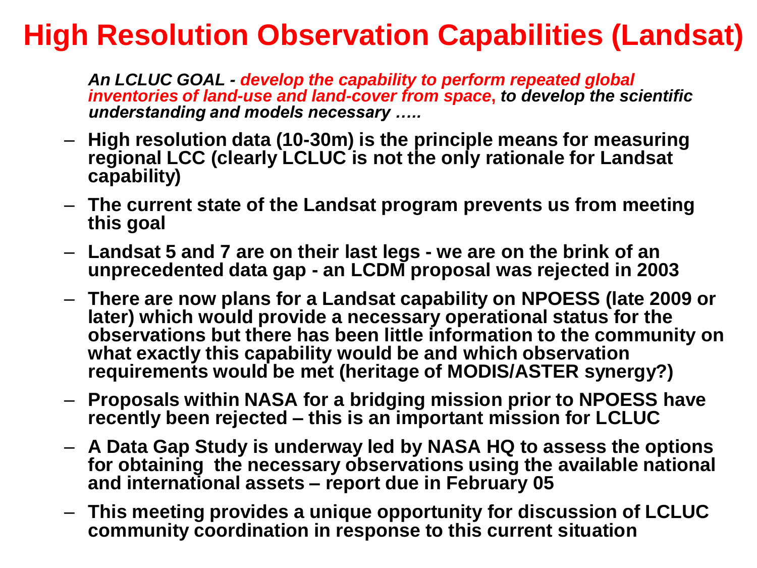# High Resolution Observation Capabilities (Landsat)

***An LCLUC GOAL - develop the capability to perform repeated global inventories of land-use and land-cover from space, to develop the scientific understanding and models necessary …..***

- **High resolution data (10-30m) is the principle means for measuring regional LCC (clearly LCLUC is not the only rationale for Landsat capability)**
- **The current state of the Landsat program prevents us from meeting this goal**
- **Landsat 5 and 7 are on their last legs - we are on the brink of an unprecedented data gap - an LCDM proposal was rejected in 2003**
- **There are now plans for a Landsat capability on NPOESS (late 2009 or later) which would provide a necessary operational status for the observations but there has been little information to the community on what exactly this capability would be and which observation requirements would be met (heritage of MODIS/ASTER synergy?)**
- **Proposals within NASA for a bridging mission prior to NPOESS have recently been rejected – this is an important mission for LCLUC**
- **A Data Gap Study is underway led by NASA HQ to assess the options for obtaining the necessary observations using the available national and international assets – report due in February 05**
- **This meeting provides a unique opportunity for discussion of LCLUC community coordination in response to this current situation**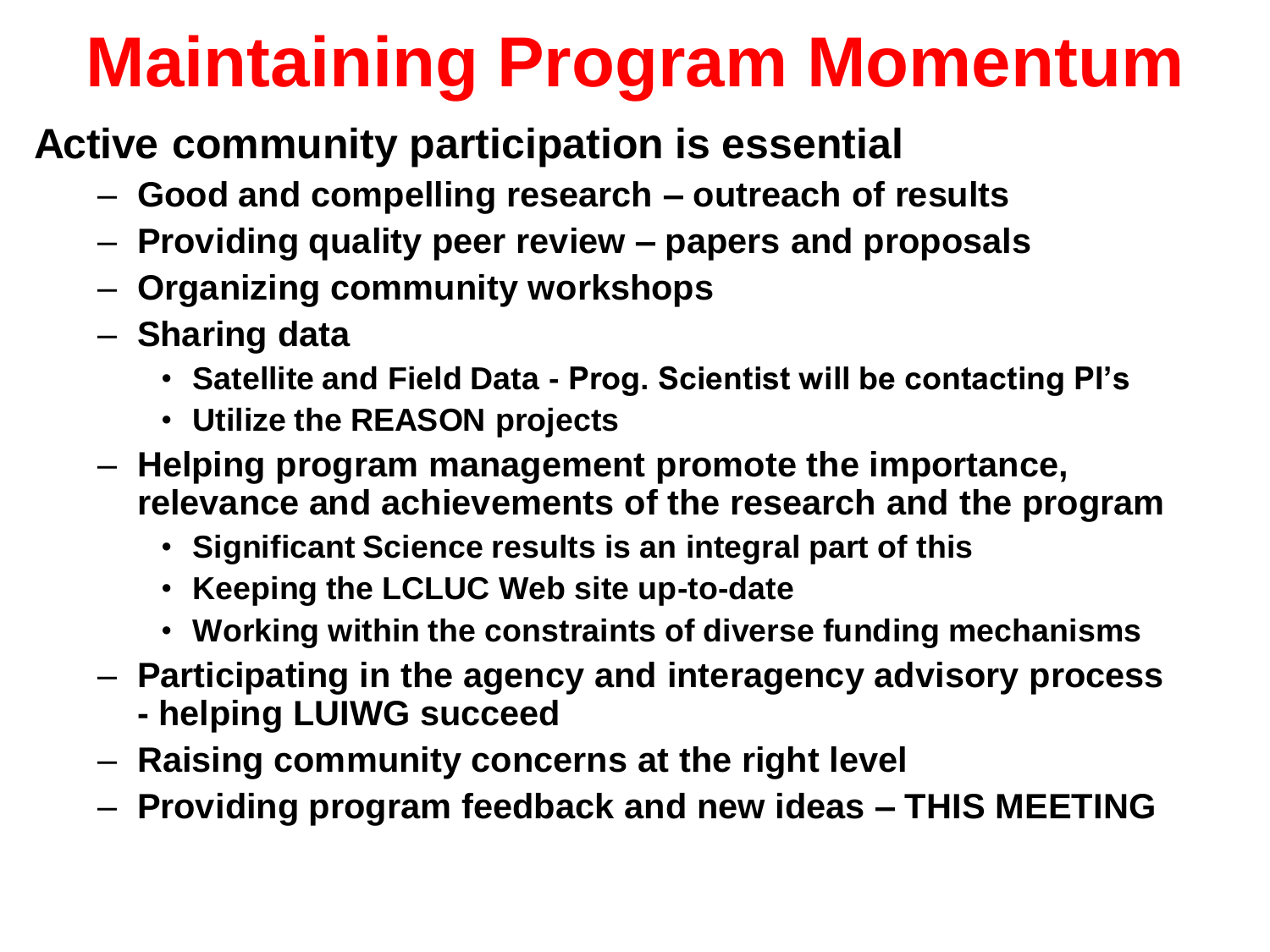# Maintaining Program Momentum

**Active community participation is essential**

- **Good and compelling research – outreach of results**
- **Providing quality peer review – papers and proposals**
- **Organizing community workshops**
- **Sharing data**
  - **Satellite and Field Data - Prog. Scientist will be contacting PI's**
  - **Utilize the REASON projects**
- **Helping program management promote the importance, relevance and achievements of the research and the program**
  - **Significant Science results is an integral part of this**
  - **Keeping the LCLUC Web site up-to-date**
  - **Working within the constraints of diverse funding mechanisms**
- **Participating in the agency and interagency advisory process - helping LUIWG succeed**
- **Raising community concerns at the right level**
- **Providing program feedback and new ideas – THIS MEETING**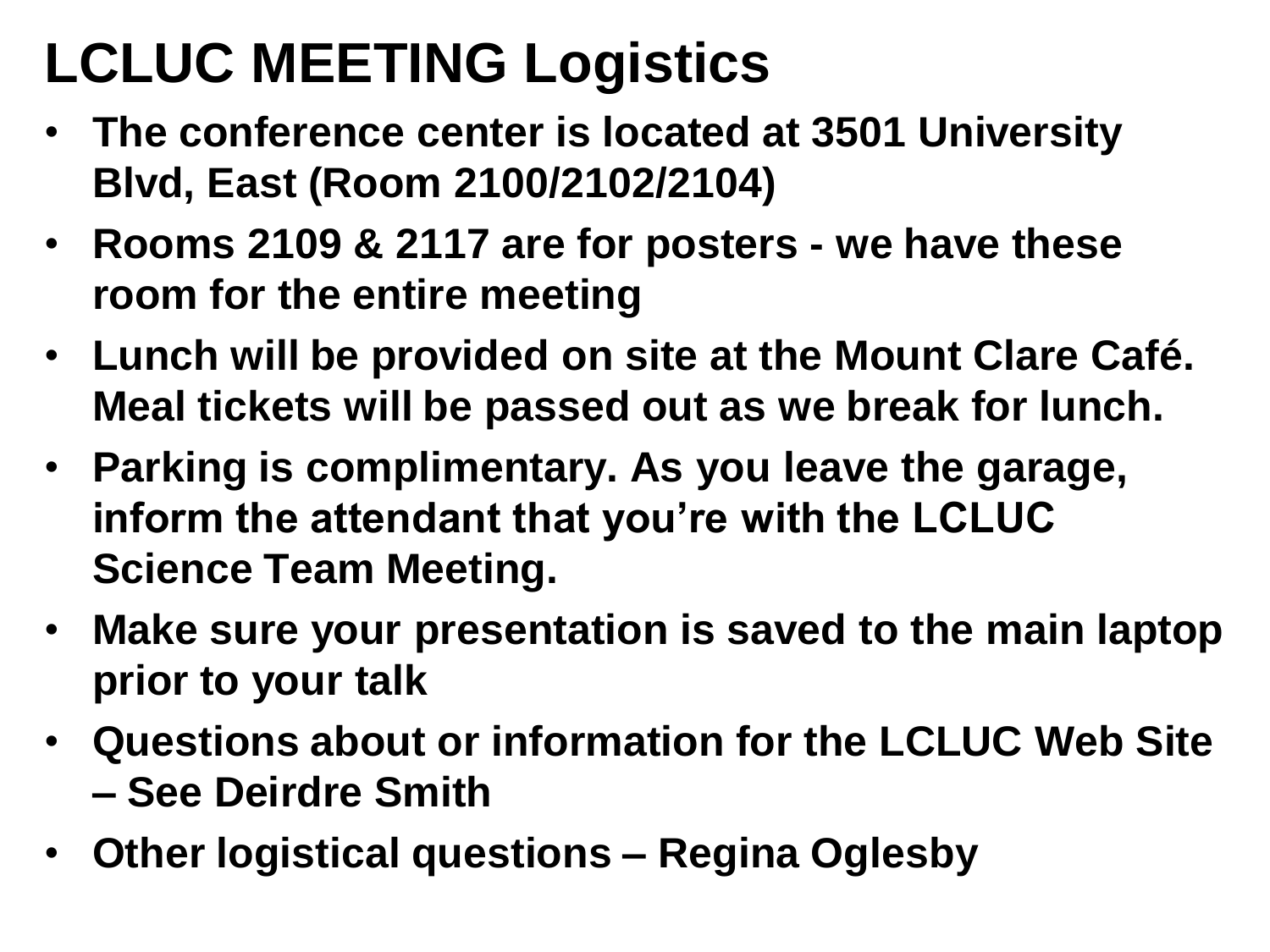# LCLUC MEETING Logistics

- **The conference center is located at 3501 University Blvd, East (Room 2100/2102/2104)**
- **Rooms 2109 & 2117 are for posters - we have these room for the entire meeting**
- **Lunch will be provided on site at the Mount Clare Café. Meal tickets will be passed out as we break for lunch.**
- **Parking is complimentary. As you leave the garage, inform the attendant that you're with the LCLUC Science Team Meeting.**
- **Make sure your presentation is saved to the main laptop prior to your talk**
- **Questions about or information for the LCLUC Web Site – See Deirdre Smith**
- **Other logistical questions – Regina Oglesby**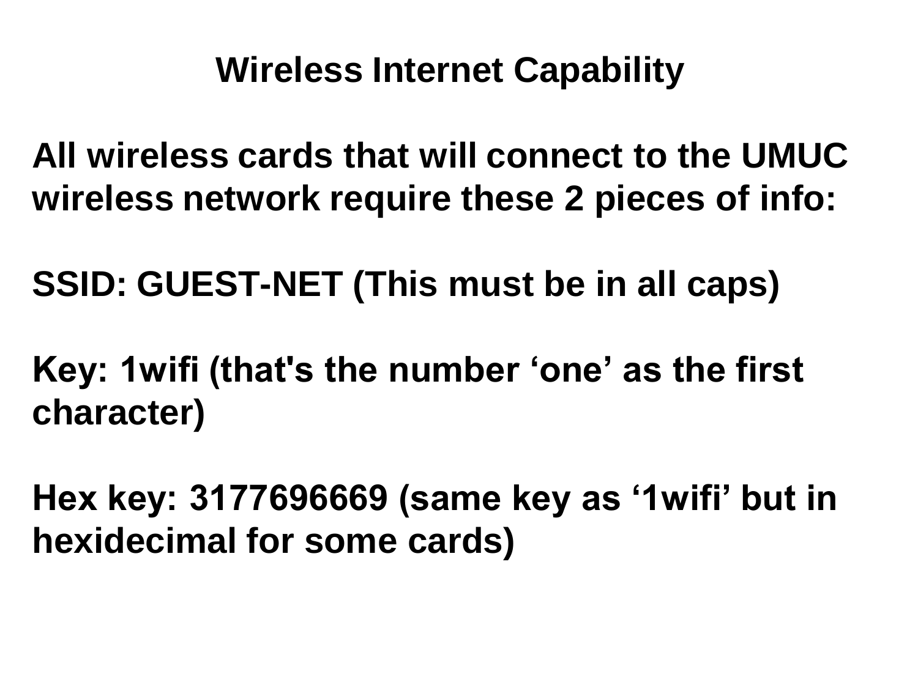# Wireless Internet Capability

**All wireless cards that will connect to the UMUC wireless network require these 2 pieces of info:**

**SSID: GUEST-NET (This must be in all caps)**

**Key: 1wifi (that's the number ‘one’ as the first character)**

**Hex key: 3177696669 (same key as ‘1wifi’ but in hexidecimal for some cards)**